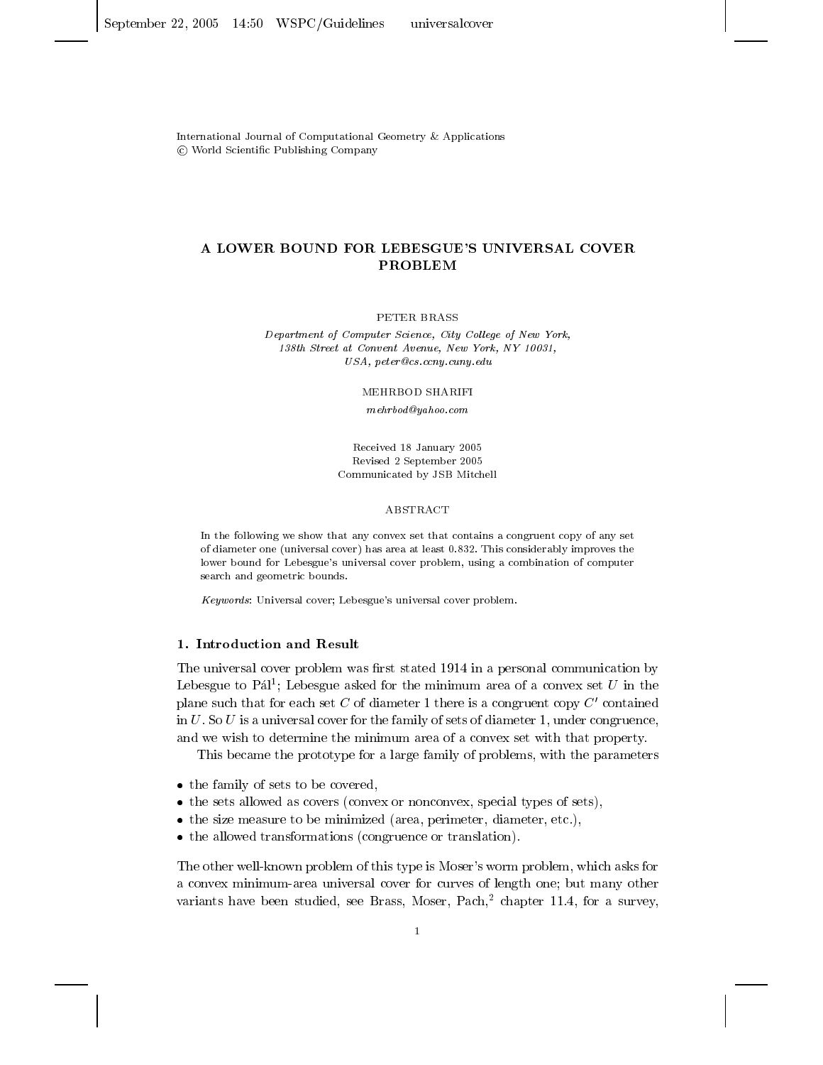International Journal of Computational Geometry & Applications
© World Scientific Publishing Company

# A LOWER BOUND FOR LEBESGUE'S UNIVERSAL COVER PROBLEM

PETER BRASS

*Department of Computer Science, City College of New York,*
*138th Street at Convent Avenue, New York, NY 10031,*
*USA, peter@cs.ccny.cuny.edu*

MEHRBOD SHARIFI

*mehrbod@yahoo.com*

Received 18 January 2005
Revised 2 September 2005
Communicated by JSB Mitchell

ABSTRACT

In the following we show that any convex set that contains a congruent copy of any set of diameter one (universal cover) has area at least 0.832. This considerably improves the lower bound for Lebesgue's universal cover problem, using a combination of computer search and geometric bounds.

*Keywords*: Universal cover; Lebesgue's universal cover problem.

## 1. Introduction and Result

The universal cover problem was first stated 1914 in a personal communication by Lebesgue to Pál[1]; Lebesgue asked for the minimum area of a convex set $U$ in the plane such that for each set $C$ of diameter 1 there is a congruent copy $C'$ contained in $U$. So $U$ is a universal cover for the family of sets of diameter 1, under congruence, and we wish to determine the minimum area of a convex set with that property.

This became the prototype for a large family of problems, with the parameters

- the family of sets to be covered,
- the sets allowed as covers (convex or nonconvex, special types of sets),
- the size measure to be minimized (area, perimeter, diameter, etc.),
- the allowed transformations (congruence or translation).

The other well-known problem of this type is Moser's worm problem, which asks for a convex minimum-area universal cover for curves of length one; but many other variants have been studied, see Brass, Moser, Pach,[2] chapter 11.4, for a survey,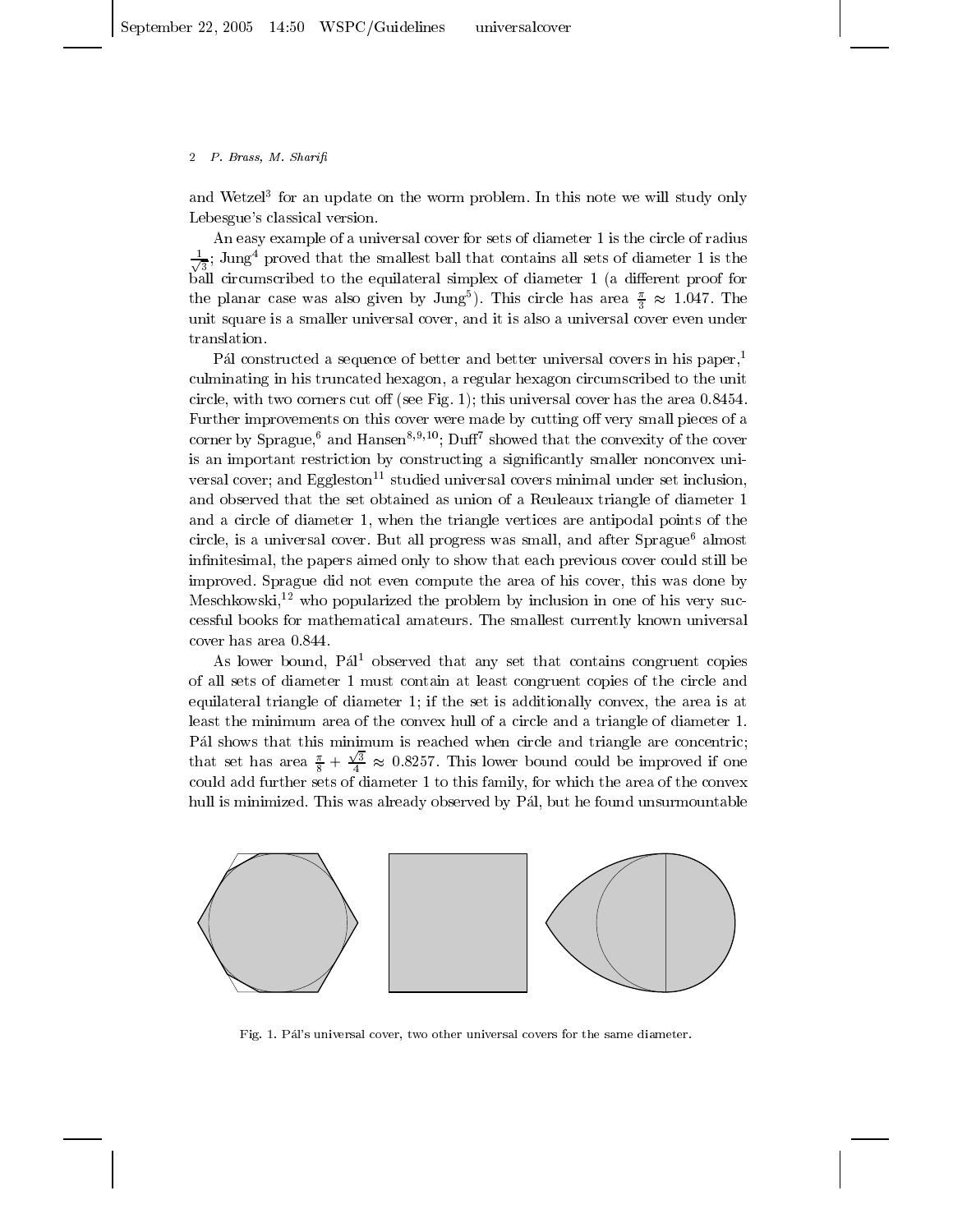and Wetzel[3] for an update on the worm problem. In this note we will study only Lebesgue's classical version.

An easy example of a universal cover for sets of diameter 1 is the circle of radius $\frac{1}{\sqrt{3}}$; Jung[4] proved that the smallest ball that contains all sets of diameter 1 is the ball circumscribed to the equilateral simplex of diameter 1 (a different proof for the planar case was also given by Jung[5]). This circle has area $\frac{\pi}{3} \approx 1.047$. The unit square is a smaller universal cover, and it is also a universal cover even under translation.

Pál constructed a sequence of better and better universal covers in his paper,[1] culminating in his truncated hexagon, a regular hexagon circumscribed to the unit circle, with two corners cut off (see Fig. 1); this universal cover has the area 0.8454. Further improvements on this cover were made by cutting off very small pieces of a corner by Sprague,[6] and Hansen[8,9,10]; Duff[7] showed that the convexity of the cover is an important restriction by constructing a significantly smaller nonconvex universal cover; and Eggleston[11] studied universal covers minimal under set inclusion, and observed that the set obtained as union of a Reuleaux triangle of diameter 1 and a circle of diameter 1, when the triangle vertices are antipodal points of the circle, is a universal cover. But all progress was small, and after Sprague[6] almost infinitesimal, the papers aimed only to show that each previous cover could still be improved. Sprague did not even compute the area of his cover, this was done by Meschkowski,[12] who popularized the problem by inclusion in one of his very successful books for mathematical amateurs. The smallest currently known universal cover has area 0.844.

As lower bound, Pál[1] observed that any set that contains congruent copies of all sets of diameter 1 must contain at least congruent copies of the circle and equilateral triangle of diameter 1; if the set is additionally convex, the area is at least the minimum area of the convex hull of a circle and a triangle of diameter 1. Pál shows that this minimum is reached when circle and triangle are concentric; that set has area $\frac{\pi}{8} + \frac{\sqrt{3}}{4} \approx 0.8257$. This lower bound could be improved if one could add further sets of diameter 1 to this family, for which the area of the convex hull is minimized. This was already observed by Pál, but he found unsurmountable

Fig. 1. Pál's universal cover, two other universal covers for the same diameter.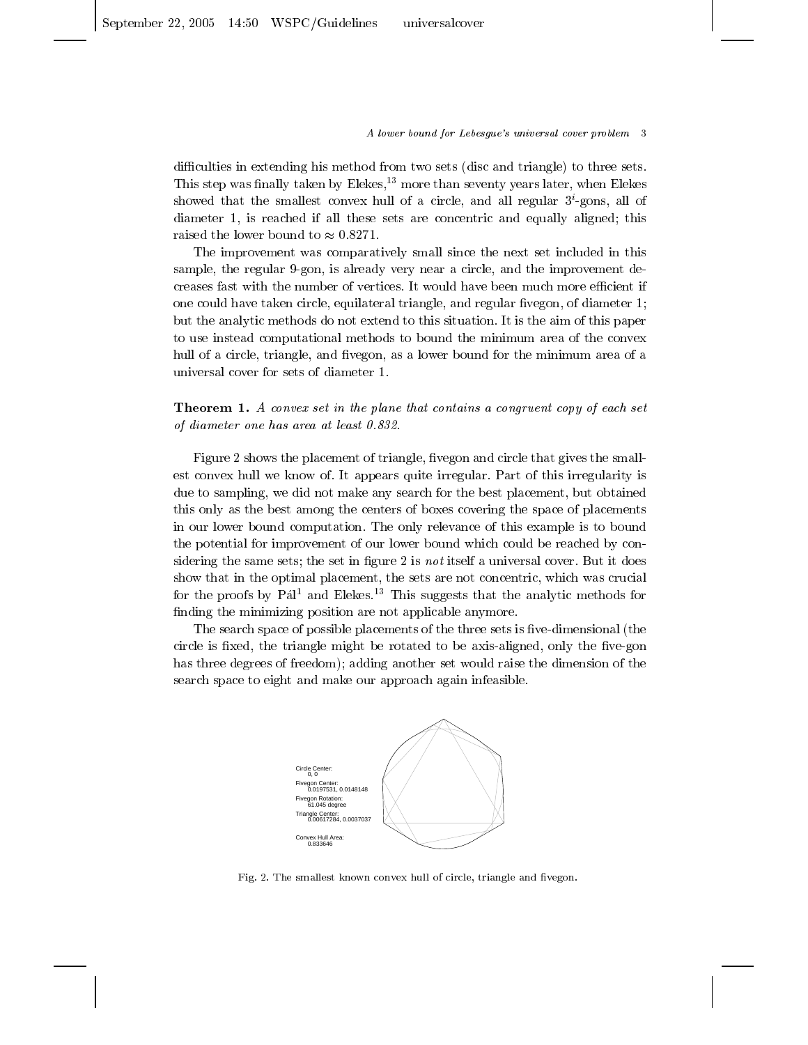difficulties in extending his method from two sets (disc and triangle) to three sets. This step was finally taken by Elekes,[13] more than seventy years later, when Elekes showed that the smallest convex hull of a circle, and all regular $3^i$-gons, all of diameter 1, is reached if all these sets are concentric and equally aligned; this raised the lower bound to $\approx 0.8271$.

The improvement was comparatively small since the next set included in this sample, the regular 9-gon, is already very near a circle, and the improvement decreases fast with the number of vertices. It would have been much more efficient if one could have taken circle, equilateral triangle, and regular fivegon, of diameter 1; but the analytic methods do not extend to this situation. It is the aim of this paper to use instead computational methods to bound the minimum area of the convex hull of a circle, triangle, and fivegon, as a lower bound for the minimum area of a universal cover for sets of diameter 1.

**Theorem 1.** *A convex set in the plane that contains a congruent copy of each set of diameter one has area at least 0.832.*

Figure 2 shows the placement of triangle, fivegon and circle that gives the smallest convex hull we know of. It appears quite irregular. Part of this irregularity is due to sampling, we did not make any search for the best placement, but obtained this only as the best among the centers of boxes covering the space of placements in our lower bound computation. The only relevance of this example is to bound the potential for improvement of our lower bound which could be reached by considering the same sets; the set in figure 2 is *not* itself a universal cover. But it does show that in the optimal placement, the sets are not concentric, which was crucial for the proofs by Pál[1] and Elekes.[13] This suggests that the analytic methods for finding the minimizing position are not applicable anymore.

The search space of possible placements of the three sets is five-dimensional (the circle is fixed, the triangle might be rotated to be axis-aligned, only the five-gon has three degrees of freedom); adding another set would raise the dimension of the search space to eight and make our approach again infeasible.

Circle Center: 0, 0
Fivegon Center: 0.0197531, 0.0148148
Fivegon Rotation: 61.045 degree
Triangle Center: 0.00617284, 0.0037037
Convex Hull Area: 0.833646

Fig. 2. The smallest known convex hull of circle, triangle and fivegon.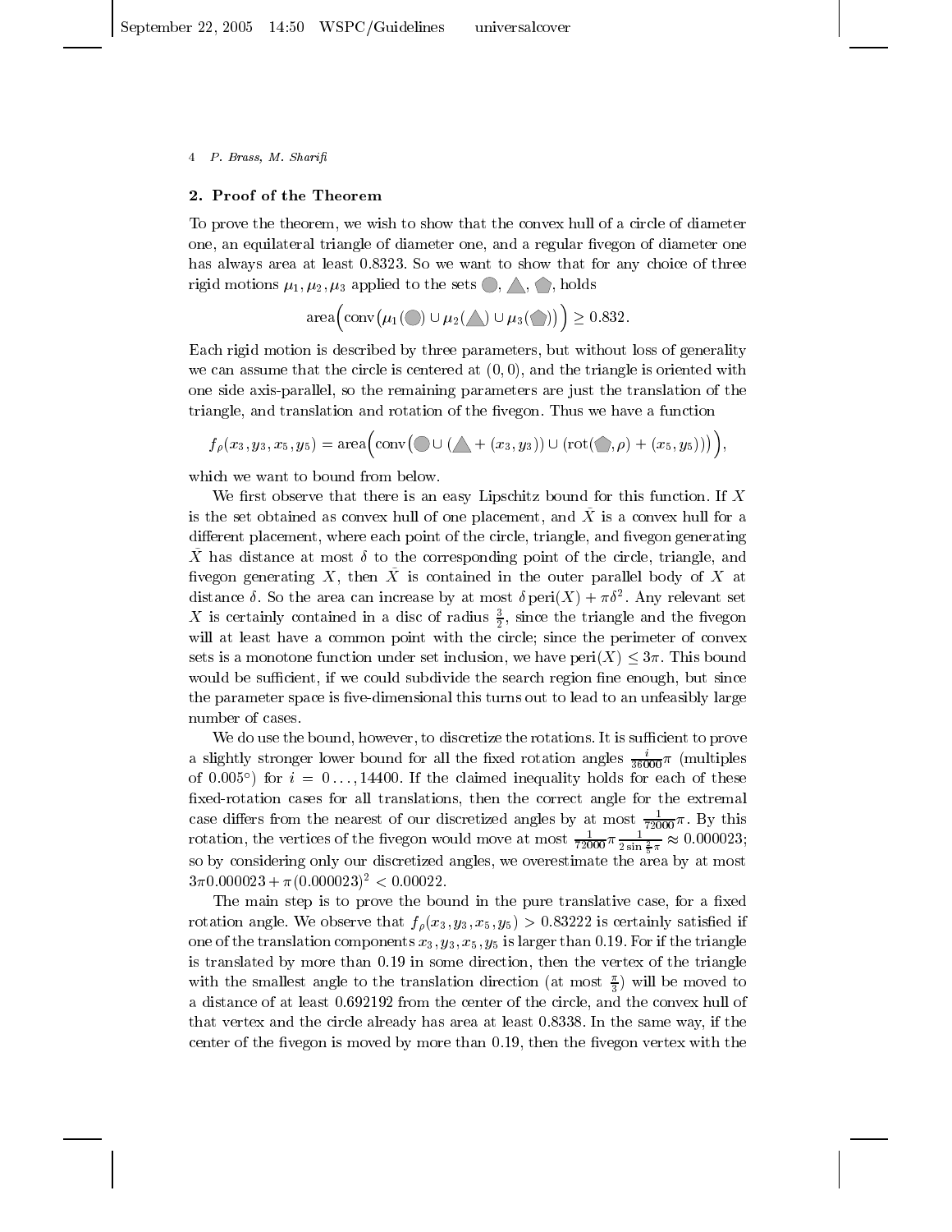## 2. Proof of the Theorem

To prove the theorem, we wish to show that the convex hull of a circle of diameter one, an equilateral triangle of diameter one, and a regular fivegon of diameter one has always area at least 0.8323. So we want to show that for any choice of three rigid motions $\mu_1, \mu_2, \mu_3$ applied to the sets ●, ▲, ⬟, holds

$$\text{area}\Big(\text{conv}\big(\mu_1(●) \cup \mu_2(▲) \cup \mu_3(⬟)\big)\Big) \geq 0.832.$$

Each rigid motion is described by three parameters, but without loss of generality we can assume that the circle is centered at $(0, 0)$, and the triangle is oriented with one side axis-parallel, so the remaining parameters are just the translation of the triangle, and translation and rotation of the fivegon. Thus we have a function

$$f_\rho(x_3, y_3, x_5, y_5) = \text{area}\Big(\text{conv}\big(● \cup (▲ + (x_3, y_3)) \cup (\text{rot}(⬟, \rho) + (x_5, y_5))\big)\Big),$$

which we want to bound from below.

We first observe that there is an easy Lipschitz bound for this function. If $X$ is the set obtained as convex hull of one placement, and $\bar{X}$ is a convex hull for a different placement, where each point of the circle, triangle, and fivegon generating $\bar{X}$ has distance at most $\delta$ to the corresponding point of the circle, triangle, and fivegon generating $X$, then $\bar{X}$ is contained in the outer parallel body of $X$ at distance $\delta$. So the area can increase by at most $\delta\,\text{peri}(X) + \pi\delta^2$. Any relevant set $X$ is certainly contained in a disc of radius $\frac{3}{2}$, since the triangle and the fivegon will at least have a common point with the circle; since the perimeter of convex sets is a monotone function under set inclusion, we have $\text{peri}(X) \leq 3\pi$. This bound would be sufficient, if we could subdivide the search region fine enough, but since the parameter space is five-dimensional this turns out to lead to an unfeasibly large number of cases.

We do use the bound, however, to discretize the rotations. It is sufficient to prove a slightly stronger lower bound for all the fixed rotation angles $\frac{i}{36000}\pi$ (multiples of $0.005°$) for $i = 0\ldots, 14400$. If the claimed inequality holds for each of these fixed-rotation cases for all translations, then the correct angle for the extremal case differs from the nearest of our discretized angles by at most $\frac{1}{72000}\pi$. By this rotation, the vertices of the fivegon would move at most $\frac{1}{72000}\pi\frac{1}{2\sin\frac{2}{5}\pi} \approx 0.000023$; so by considering only our discretized angles, we overestimate the area by at most $3\pi 0.000023 + \pi(0.000023)^2 < 0.00022$.

The main step is to prove the bound in the pure translative case, for a fixed rotation angle. We observe that $f_\rho(x_3, y_3, x_5, y_5) > 0.83222$ is certainly satisfied if one of the translation components $x_3, y_3, x_5, y_5$ is larger than 0.19. For if the triangle is translated by more than 0.19 in some direction, then the vertex of the triangle with the smallest angle to the translation direction (at most $\frac{\pi}{3}$) will be moved to a distance of at least 0.692192 from the center of the circle, and the convex hull of that vertex and the circle already has area at least 0.8338. In the same way, if the center of the fivegon is moved by more than 0.19, then the fivegon vertex with the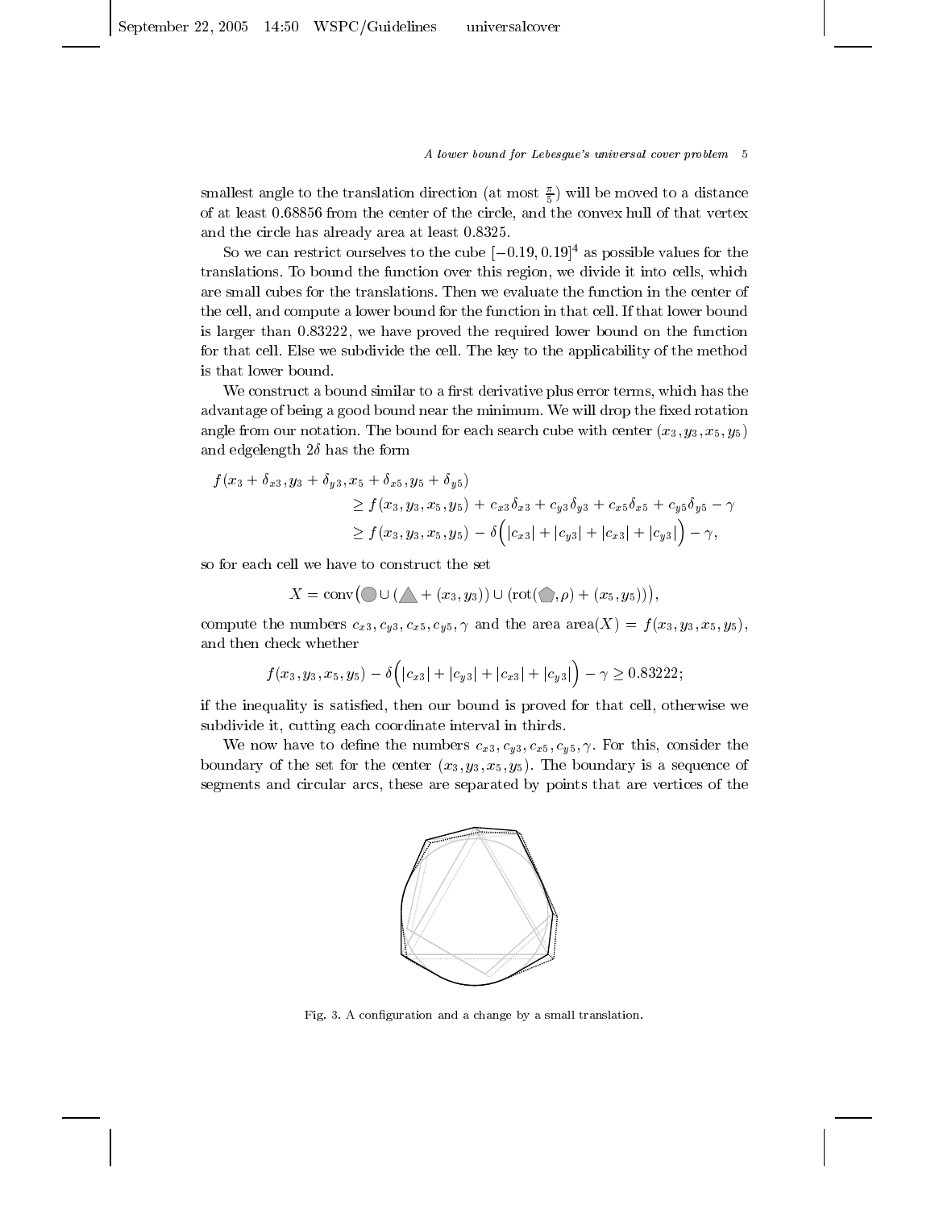smallest angle to the translation direction (at most $\frac{\pi}{5}$) will be moved to a distance of at least 0.68856 from the center of the circle, and the convex hull of that vertex and the circle has already area at least 0.8325.

So we can restrict ourselves to the cube $[-0.19, 0.19]^4$ as possible values for the translations. To bound the function over this region, we divide it into cells, which are small cubes for the translations. Then we evaluate the function in the center of the cell, and compute a lower bound for the function in that cell. If that lower bound is larger than 0.83222, we have proved the required lower bound on the function for that cell. Else we subdivide the cell. The key to the applicability of the method is that lower bound.

We construct a bound similar to a first derivative plus error terms, which has the advantage of being a good bound near the minimum. We will drop the fixed rotation angle from our notation. The bound for each search cube with center $(x_3, y_3, x_5, y_5)$ and edgelength $2\delta$ has the form

$$
\begin{aligned}
f(x_3 + \delta_{x3}, y_3 + \delta_{y3}, x_5 + \delta_{x5}, y_5 + \delta_{y5}) \\
&\geq f(x_3, y_3, x_5, y_5) + c_{x3}\delta_{x3} + c_{y3}\delta_{y3} + c_{x5}\delta_{x5} + c_{y5}\delta_{y5} - \gamma \\
&\geq f(x_3, y_3, x_5, y_5) - \delta\Big(|c_{x3}| + |c_{y3}| + |c_{x3}| + |c_{y3}|\Big) - \gamma,
\end{aligned}
$$

so for each cell we have to construct the set

$$
X = \mathrm{conv}\big(\bigcirc \cup (\triangle + (x_3, y_3)) \cup (\mathrm{rot}(\pentagon, \rho) + (x_5, y_5))\big),
$$

compute the numbers $c_{x3}, c_{y3}, c_{x5}, c_{y5}, \gamma$ and the area $\mathrm{area}(X) = f(x_3, y_3, x_5, y_5)$, and then check whether

$$
f(x_3, y_3, x_5, y_5) - \delta\Big(|c_{x3}| + |c_{y3}| + |c_{x3}| + |c_{y3}|\Big) - \gamma \geq 0.83222;
$$

if the inequality is satisfied, then our bound is proved for that cell, otherwise we subdivide it, cutting each coordinate interval in thirds.

We now have to define the numbers $c_{x3}, c_{y3}, c_{x5}, c_{y5}, \gamma$. For this, consider the boundary of the set for the center $(x_3, y_3, x_5, y_5)$. The boundary is a sequence of segments and circular arcs, these are separated by points that are vertices of the

Fig. 3. A configuration and a change by a small translation.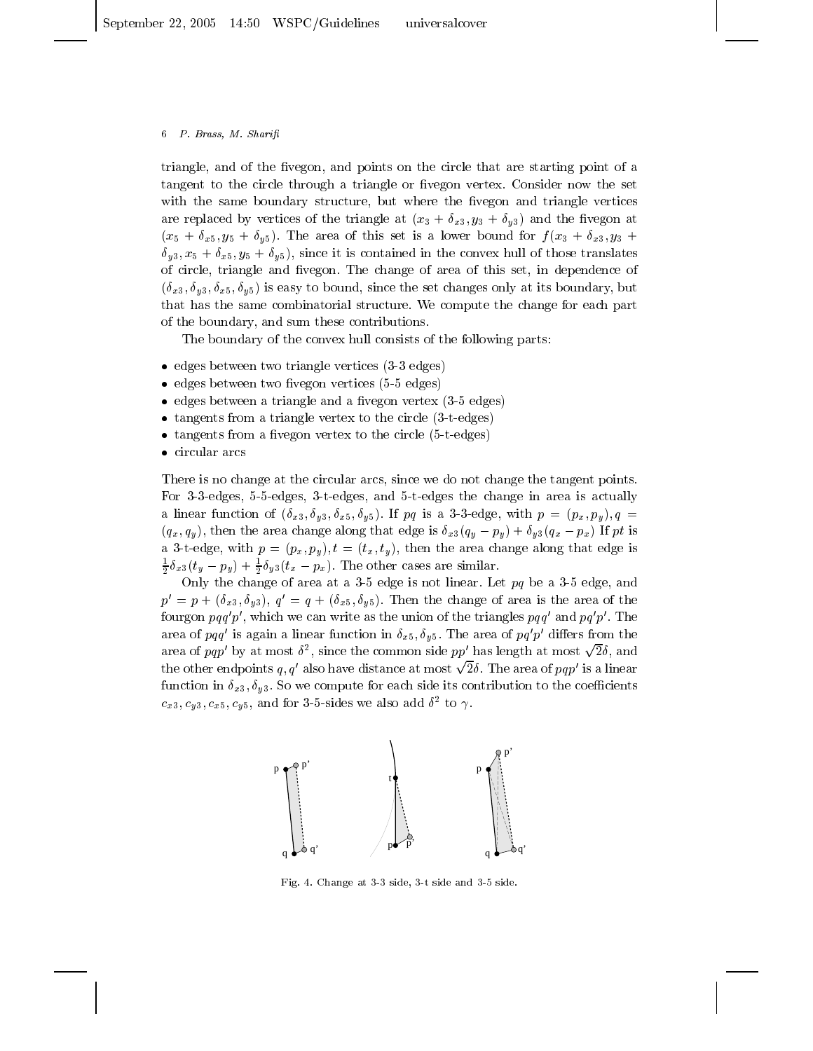triangle, and of the fivegon, and points on the circle that are starting point of a tangent to the circle through a triangle or fivegon vertex. Consider now the set with the same boundary structure, but where the fivegon and triangle vertices are replaced by vertices of the triangle at $(x_3 + \delta_{x3}, y_3 + \delta_{y3})$ and the fivegon at $(x_5 + \delta_{x5}, y_5 + \delta_{y5})$. The area of this set is a lower bound for $f(x_3 + \delta_{x3}, y_3 + \delta_{y3}, x_5 + \delta_{x5}, y_5 + \delta_{y5})$, since it is contained in the convex hull of those translates of circle, triangle and fivegon. The change of area of this set, in dependence of $(\delta_{x3}, \delta_{y3}, \delta_{x5}, \delta_{y5})$ is easy to bound, since the set changes only at its boundary, but that has the same combinatorial structure. We compute the change for each part of the boundary, and sum these contributions.

The boundary of the convex hull consists of the following parts:

- edges between two triangle vertices (3-3 edges)
- edges between two fivegon vertices (5-5 edges)
- edges between a triangle and a fivegon vertex (3-5 edges)
- tangents from a triangle vertex to the circle (3-t-edges)
- tangents from a fivegon vertex to the circle (5-t-edges)
- circular arcs

There is no change at the circular arcs, since we do not change the tangent points. For 3-3-edges, 5-5-edges, 3-t-edges, and 5-t-edges the change in area is actually a linear function of $(\delta_{x3}, \delta_{y3}, \delta_{x5}, \delta_{y5})$. If $pq$ is a 3-3-edge, with $p = (p_x, p_y), q = (q_x, q_y)$, then the area change along that edge is $\delta_{x3}(q_y - p_y) + \delta_{y3}(q_x - p_x)$ If $pt$ is a 3-t-edge, with $p = (p_x, p_y), t = (t_x, t_y)$, then the area change along that edge is $\frac{1}{2}\delta_{x3}(t_y - p_y) + \frac{1}{2}\delta_{y3}(t_x - p_x)$. The other cases are similar.

Only the change of area at a 3-5 edge is not linear. Let $pq$ be a 3-5 edge, and $p' = p + (\delta_{x3}, \delta_{y3})$, $q' = q + (\delta_{x5}, \delta_{y5})$. Then the change of area is the area of the fourgon $pqq'p'$, which we can write as the union of the triangles $pqq'$ and $pq'p'$. The area of $pqq'$ is again a linear function in $\delta_{x5}, \delta_{y5}$. The area of $pq'p'$ differs from the area of $pqp'$ by at most $\delta^2$, since the common side $pp'$ has length at most $\sqrt{2}\delta$, and the other endpoints $q, q'$ also have distance at most $\sqrt{2}\delta$. The area of $pqp'$ is a linear function in $\delta_{x3}, \delta_{y3}$. So we compute for each side its contribution to the coefficients $c_{x3}, c_{y3}, c_{x5}, c_{y5}$, and for 3-5-sides we also add $\delta^2$ to $\gamma$.

Fig. 4. Change at 3-3 side, 3-t side and 3-5 side.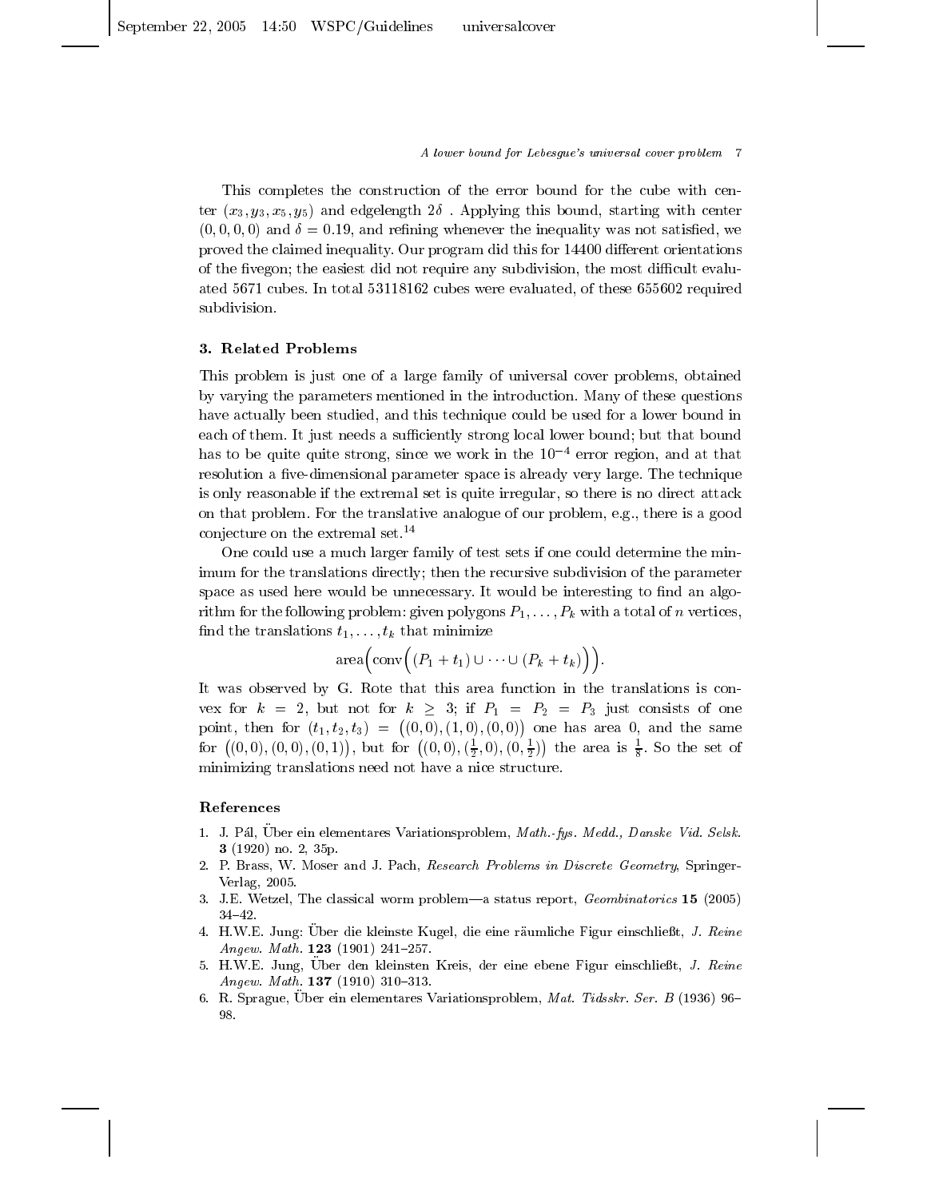This completes the construction of the error bound for the cube with center $(x_3, y_3, x_5, y_5)$ and edgelength $2\delta$ . Applying this bound, starting with center $(0,0,0,0)$ and $\delta = 0.19$, and refining whenever the inequality was not satisfied, we proved the claimed inequality. Our program did this for 14400 different orientations of the fivegon; the easiest did not require any subdivision, the most difficult evaluated 5671 cubes. In total 53118162 cubes were evaluated, of these 655602 required subdivision.

## 3. Related Problems

This problem is just one of a large family of universal cover problems, obtained by varying the parameters mentioned in the introduction. Many of these questions have actually been studied, and this technique could be used for a lower bound in each of them. It just needs a sufficiently strong local lower bound; but that bound has to be quite quite strong, since we work in the $10^{-4}$ error region, and at that resolution a five-dimensional parameter space is already very large. The technique is only reasonable if the extremal set is quite irregular, so there is no direct attack on that problem. For the translative analogue of our problem, e.g., there is a good conjecture on the extremal set.[14]

One could use a much larger family of test sets if one could determine the minimum for the translations directly; then the recursive subdivision of the parameter space as used here would be unnecessary. It would be interesting to find an algorithm for the following problem: given polygons $P_1, \ldots, P_k$ with a total of $n$ vertices, find the translations $t_1, \ldots, t_k$ that minimize

$$\text{area}\Big(\text{conv}\Big((P_1 + t_1) \cup \cdots \cup (P_k + t_k)\Big)\Big).$$

It was observed by G. Rote that this area function in the translations is convex for $k = 2$, but not for $k \geq 3$; if $P_1 = P_2 = P_3$ just consists of one point, then for $(t_1, t_2, t_3) = \big((0,0),(1,0),(0,0)\big)$ one has area 0, and the same for $\big((0,0),(0,0),(0,1)\big)$, but for $\big((0,0),(\frac{1}{2},0),(0,\frac{1}{2})\big)$ the area is $\frac{1}{8}$. So the set of minimizing translations need not have a nice structure.

## References

1. J. Pál, Über ein elementares Variationsproblem, *Math.-fys. Medd., Danske Vid. Selsk.* **3** (1920) no. 2, 35p.
2. P. Brass, W. Moser and J. Pach, *Research Problems in Discrete Geometry*, Springer-Verlag, 2005.
3. J.E. Wetzel, The classical worm problem—a status report, *Geombinatorics* **15** (2005) 34–42.
4. H.W.E. Jung: Über die kleinste Kugel, die eine räumliche Figur einschließt, *J. Reine Angew. Math.* **123** (1901) 241–257.
5. H.W.E. Jung, Über den kleinsten Kreis, der eine ebene Figur einschließt, *J. Reine Angew. Math.* **137** (1910) 310–313.
6. R. Sprague, Über ein elementares Variationsproblem, *Mat. Tidsskr. Ser. B* (1936) 96–98.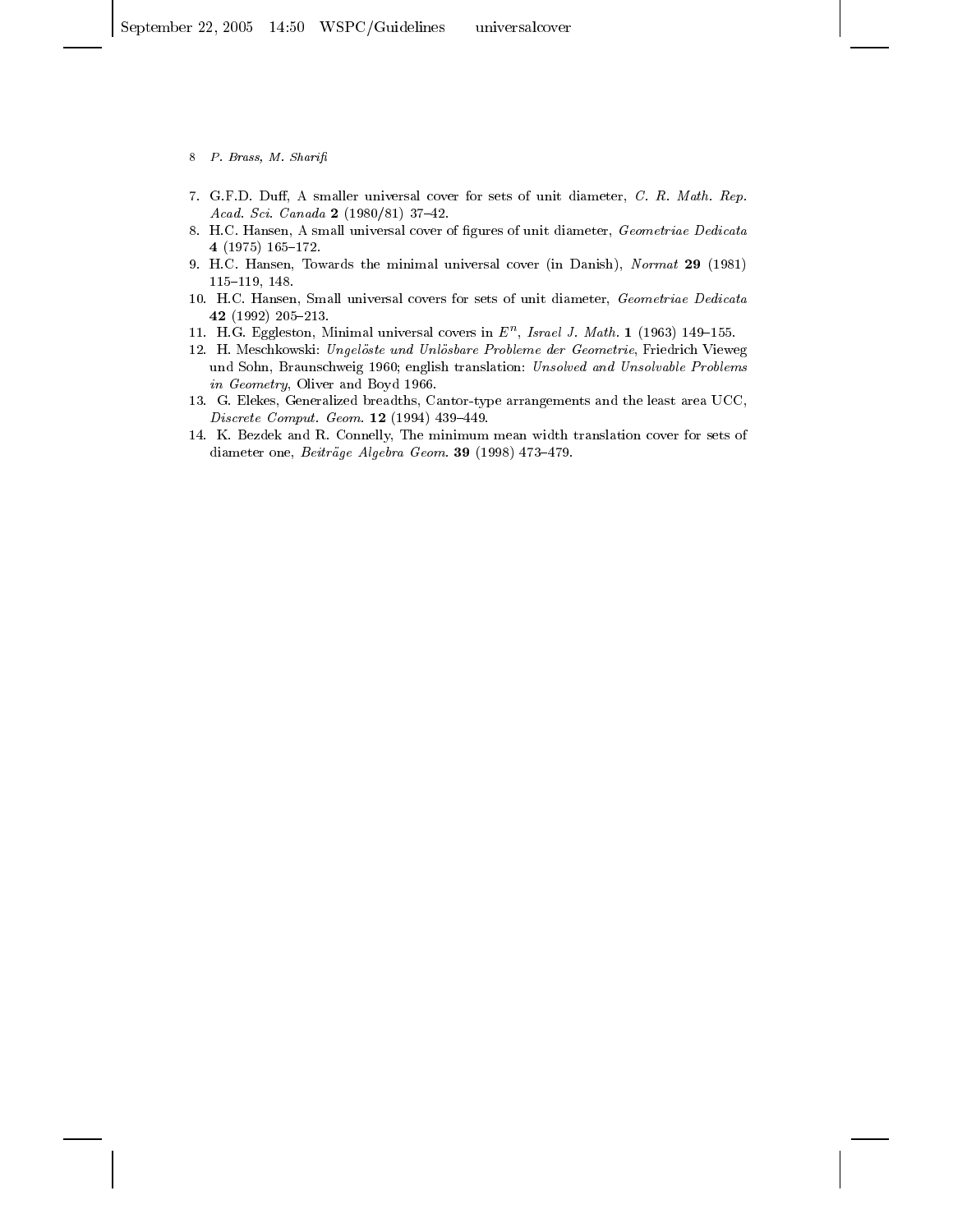7. G.F.D. Duff, A smaller universal cover for sets of unit diameter, *C. R. Math. Rep. Acad. Sci. Canada* **2** (1980/81) 37–42.
8. H.C. Hansen, A small universal cover of figures of unit diameter, *Geometriae Dedicata* **4** (1975) 165–172.
9. H.C. Hansen, Towards the minimal universal cover (in Danish), *Normat* **29** (1981) 115–119, 148.
10. H.C. Hansen, Small universal covers for sets of unit diameter, *Geometriae Dedicata* **42** (1992) 205–213.
11. H.G. Eggleston, Minimal universal covers in $E^n$, *Israel J. Math.* **1** (1963) 149–155.
12. H. Meschkowski: *Ungelöste und Unlösbare Probleme der Geometrie*, Friedrich Vieweg und Sohn, Braunschweig 1960; english translation: *Unsolved and Unsolvable Problems in Geometry*, Oliver and Boyd 1966.
13. G. Elekes, Generalized breadths, Cantor-type arrangements and the least area UCC, *Discrete Comput. Geom.* **12** (1994) 439–449.
14. K. Bezdek and R. Connelly, The minimum mean width translation cover for sets of diameter one, *Beiträge Algebra Geom.* **39** (1998) 473–479.